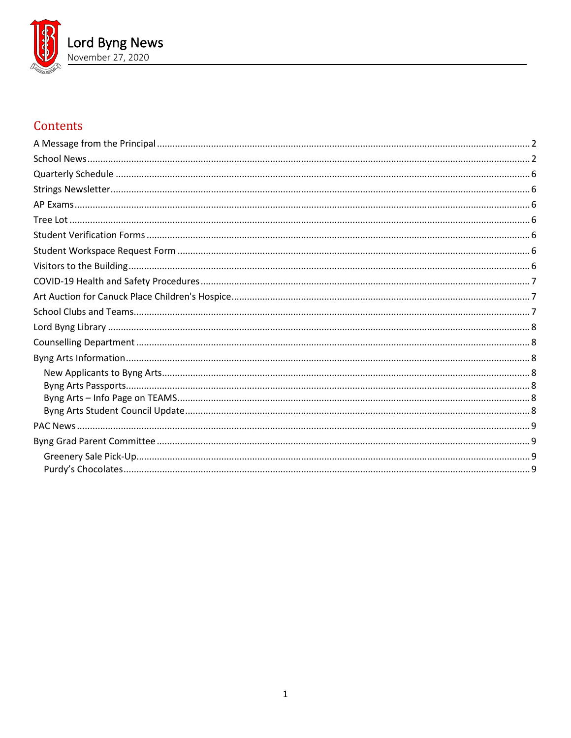# Lord Byng News

November 27, 2020

## Contents

- A Message from the Principal ..... 2
- School News ..... 2
- Quarterly Schedule ..... 6
- Strings Newsletter ..... 6
- AP Exams ..... 6
- Tree Lot ..... 6
- Student Verification Forms ..... 6
- Student Workspace Request Form ..... 6
- Visitors to the Building ..... 6
- COVID-19 Health and Safety Procedures ..... 7
- Art Auction for Canuck Place Children's Hospice ..... 7
- School Clubs and Teams ..... 7
- Lord Byng Library ..... 8
- Counselling Department ..... 8
- Byng Arts Information ..... 8
  - New Applicants to Byng Arts ..... 8
  - Byng Arts Passports ..... 8
  - Byng Arts – Info Page on TEAMS ..... 8
  - Byng Arts Student Council Update ..... 8
- PAC News ..... 9
- Byng Grad Parent Committee ..... 9
  - Greenery Sale Pick-Up ..... 9
  - Purdy's Chocolates ..... 9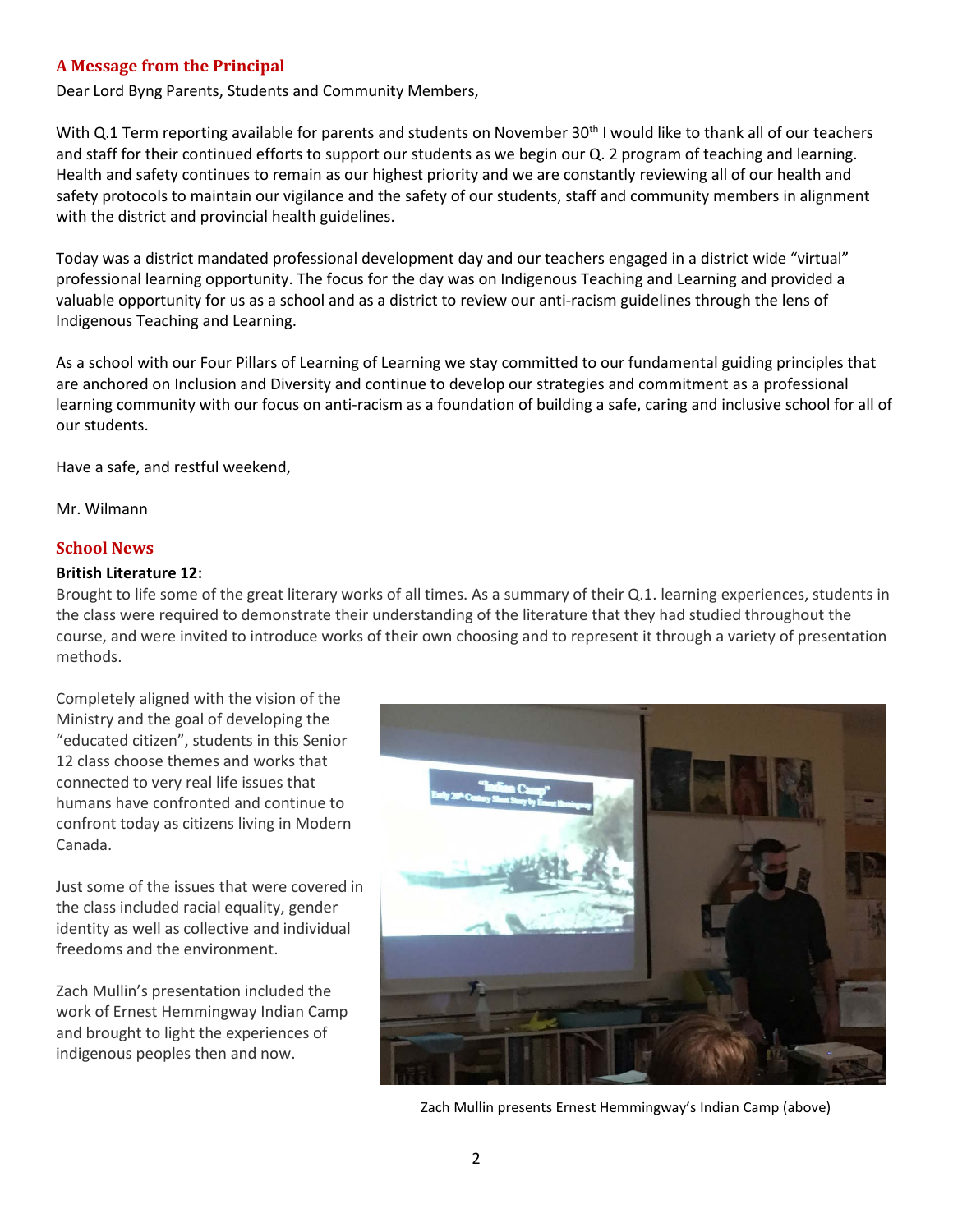## A Message from the Principal

Dear Lord Byng Parents, Students and Community Members,

With Q.1 Term reporting available for parents and students on November 30th I would like to thank all of our teachers and staff for their continued efforts to support our students as we begin our Q. 2 program of teaching and learning. Health and safety continues to remain as our highest priority and we are constantly reviewing all of our health and safety protocols to maintain our vigilance and the safety of our students, staff and community members in alignment with the district and provincial health guidelines.

Today was a district mandated professional development day and our teachers engaged in a district wide "virtual" professional learning opportunity. The focus for the day was on Indigenous Teaching and Learning and provided a valuable opportunity for us as a school and as a district to review our anti-racism guidelines through the lens of Indigenous Teaching and Learning.

As a school with our Four Pillars of Learning of Learning we stay committed to our fundamental guiding principles that are anchored on Inclusion and Diversity and continue to develop our strategies and commitment as a professional learning community with our focus on anti-racism as a foundation of building a safe, caring and inclusive school for all of our students.

Have a safe, and restful weekend,

Mr. Wilmann

## School News

**British Literature 12:**

Brought to life some of the great literary works of all times. As a summary of their Q.1. learning experiences, students in the class were required to demonstrate their understanding of the literature that they had studied throughout the course, and were invited to introduce works of their own choosing and to represent it through a variety of presentation methods.

Completely aligned with the vision of the Ministry and the goal of developing the "educated citizen", students in this Senior 12 class choose themes and works that connected to very real life issues that humans have confronted and continue to confront today as citizens living in Modern Canada.

Just some of the issues that were covered in the class included racial equality, gender identity as well as collective and individual freedoms and the environment.

Zach Mullin's presentation included the work of Ernest Hemmingway Indian Camp and brought to light the experiences of indigenous peoples then and now.

Zach Mullin presents Ernest Hemmingway's Indian Camp (above)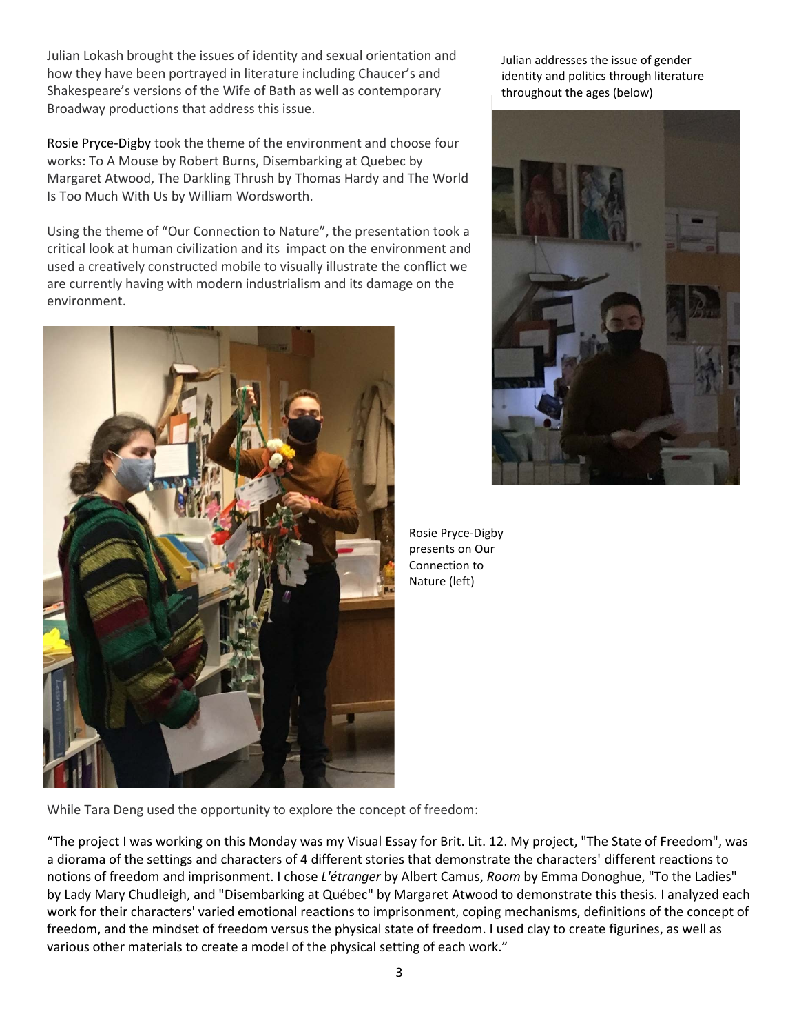Julian Lokash brought the issues of identity and sexual orientation and how they have been portrayed in literature including Chaucer's and Shakespeare's versions of the Wife of Bath as well as contemporary Broadway productions that address this issue.

Julian addresses the issue of gender identity and politics through literature throughout the ages (below)

Rosie Pryce-Digby took the theme of the environment and choose four works: To A Mouse by Robert Burns, Disembarking at Quebec by Margaret Atwood, The Darkling Thrush by Thomas Hardy and The World Is Too Much With Us by William Wordsworth.

Using the theme of "Our Connection to Nature", the presentation took a critical look at human civilization and its impact on the environment and used a creatively constructed mobile to visually illustrate the conflict we are currently having with modern industrialism and its damage on the environment.

Rosie Pryce-Digby presents on Our Connection to Nature (left)

While Tara Deng used the opportunity to explore the concept of freedom:

"The project I was working on this Monday was my Visual Essay for Brit. Lit. 12. My project, "The State of Freedom", was a diorama of the settings and characters of 4 different stories that demonstrate the characters' different reactions to notions of freedom and imprisonment. I chose *L'étranger* by Albert Camus, *Room* by Emma Donoghue, "To the Ladies" by Lady Mary Chudleigh, and "Disembarking at Québec" by Margaret Atwood to demonstrate this thesis. I analyzed each work for their characters' varied emotional reactions to imprisonment, coping mechanisms, definitions of the concept of freedom, and the mindset of freedom versus the physical state of freedom. I used clay to create figurines, as well as various other materials to create a model of the physical setting of each work."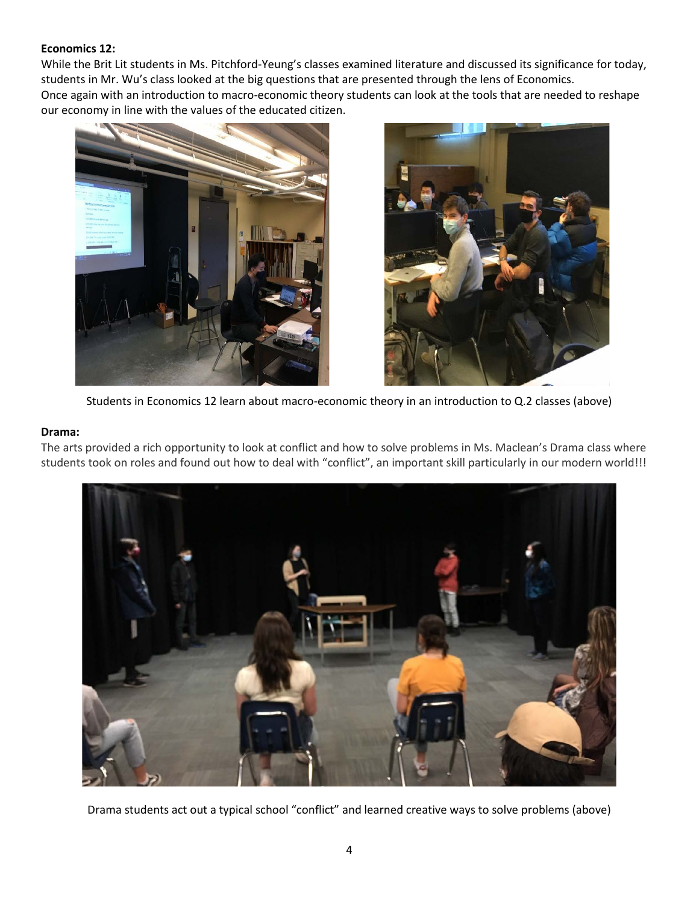**Economics 12:**

While the Brit Lit students in Ms. Pitchford-Yeung's classes examined literature and discussed its significance for today, students in Mr. Wu's class looked at the big questions that are presented through the lens of Economics.
Once again with an introduction to macro-economic theory students can look at the tools that are needed to reshape our economy in line with the values of the educated citizen.

Students in Economics 12 learn about macro-economic theory in an introduction to Q.2 classes (above)

**Drama:**

The arts provided a rich opportunity to look at conflict and how to solve problems in Ms. Maclean's Drama class where students took on roles and found out how to deal with "conflict", an important skill particularly in our modern world!!!

Drama students act out a typical school "conflict" and learned creative ways to solve problems (above)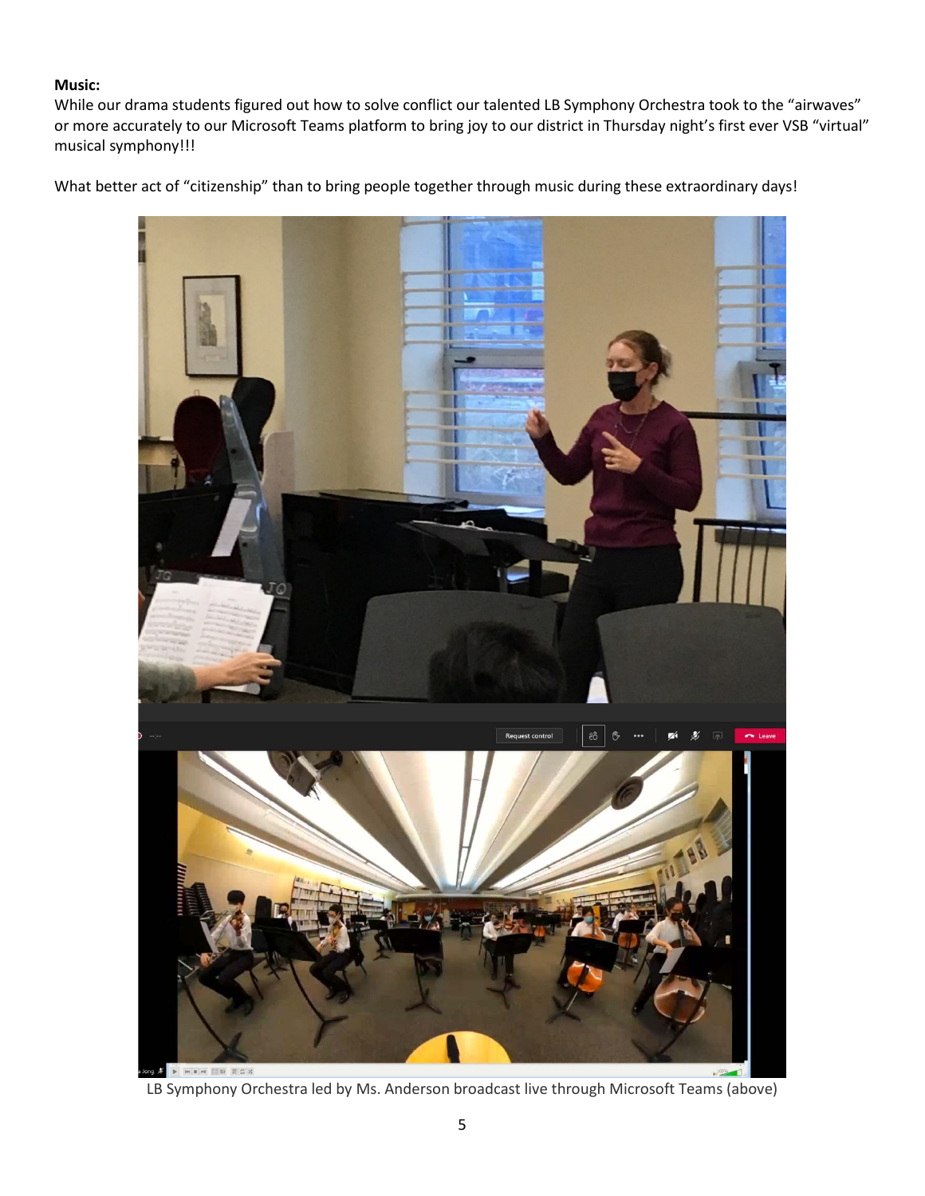**Music:**

While our drama students figured out how to solve conflict our talented LB Symphony Orchestra took to the "airwaves" or more accurately to our Microsoft Teams platform to bring joy to our district in Thursday night's first ever VSB "virtual" musical symphony!!!

What better act of "citizenship" than to bring people together through music during these extraordinary days!

LB Symphony Orchestra led by Ms. Anderson broadcast live through Microsoft Teams (above)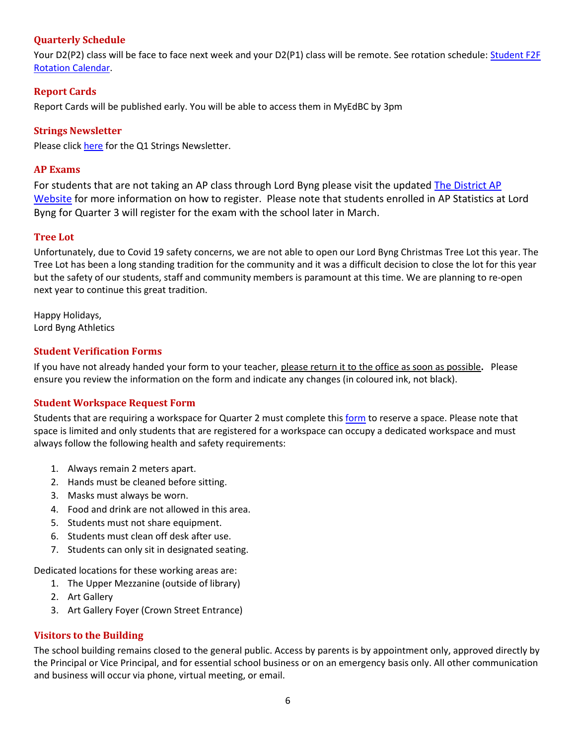### Quarterly Schedule

Your D2(P2) class will be face to face next week and your D2(P1) class will be remote. See rotation schedule: [Student F2F Rotation Calendar](#).

### Report Cards

Report Cards will be published early. You will be able to access them in MyEdBC by 3pm

### Strings Newsletter

Please click [here](#) for the Q1 Strings Newsletter.

### AP Exams

For students that are not taking an AP class through Lord Byng please visit the updated [The District AP Website](#) for more information on how to register. Please note that students enrolled in AP Statistics at Lord Byng for Quarter 3 will register for the exam with the school later in March.

### Tree Lot

Unfortunately, due to Covid 19 safety concerns, we are not able to open our Lord Byng Christmas Tree Lot this year. The Tree Lot has been a long standing tradition for the community and it was a difficult decision to close the lot for this year but the safety of our students, staff and community members is paramount at this time. We are planning to re-open next year to continue this great tradition.

Happy Holidays,
Lord Byng Athletics

### Student Verification Forms

If you have not already handed your form to your teacher, <u>please return it to the office as soon as possible</u>**.** Please ensure you review the information on the form and indicate any changes (in coloured ink, not black).

### Student Workspace Request Form

Students that are requiring a workspace for Quarter 2 must complete this [form](#) to reserve a space. Please note that space is limited and only students that are registered for a workspace can occupy a dedicated workspace and must always follow the following health and safety requirements:

1. Always remain 2 meters apart.
2. Hands must be cleaned before sitting.
3. Masks must always be worn.
4. Food and drink are not allowed in this area.
5. Students must not share equipment.
6. Students must clean off desk after use.
7. Students can only sit in designated seating.

Dedicated locations for these working areas are:

1. The Upper Mezzanine (outside of library)
2. Art Gallery
3. Art Gallery Foyer (Crown Street Entrance)

### Visitors to the Building

The school building remains closed to the general public. Access by parents is by appointment only, approved directly by the Principal or Vice Principal, and for essential school business or on an emergency basis only. All other communication and business will occur via phone, virtual meeting, or email.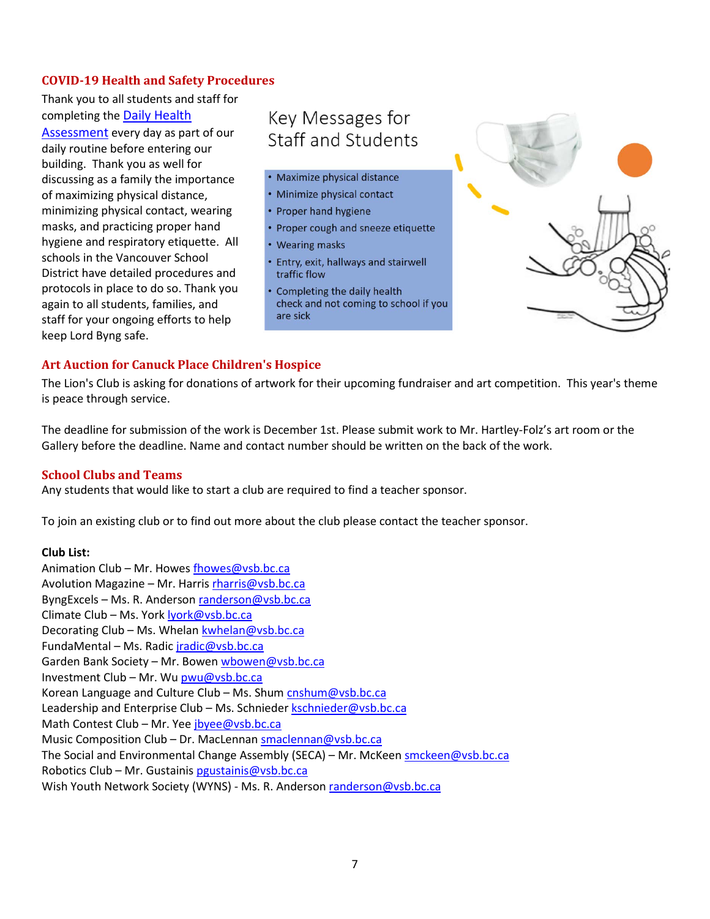## COVID-19 Health and Safety Procedures

Thank you to all students and staff for completing the Daily Health Assessment every day as part of our daily routine before entering our building. Thank you as well for discussing as a family the importance of maximizing physical distance, minimizing physical contact, wearing masks, and practicing proper hand hygiene and respiratory etiquette. All schools in the Vancouver School District have detailed procedures and protocols in place to do so. Thank you again to all students, families, and staff for your ongoing efforts to help keep Lord Byng safe.

### Key Messages for Staff and Students

- Maximize physical distance
- Minimize physical contact
- Proper hand hygiene
- Proper cough and sneeze etiquette
- Wearing masks
- Entry, exit, hallways and stairwell traffic flow
- Completing the daily health check and not coming to school if you are sick

## Art Auction for Canuck Place Children's Hospice

The Lion's Club is asking for donations of artwork for their upcoming fundraiser and art competition. This year's theme is peace through service.

The deadline for submission of the work is December 1st. Please submit work to Mr. Hartley-Folz's art room or the Gallery before the deadline. Name and contact number should be written on the back of the work.

## School Clubs and Teams

Any students that would like to start a club are required to find a teacher sponsor.

To join an existing club or to find out more about the club please contact the teacher sponsor.

**Club List:**

Animation Club – Mr. Howes fhowes@vsb.bc.ca
Avolution Magazine – Mr. Harris rharris@vsb.bc.ca
ByngExcels – Ms. R. Anderson randerson@vsb.bc.ca
Climate Club – Ms. York lyork@vsb.bc.ca
Decorating Club – Ms. Whelan kwhelan@vsb.bc.ca
FundaMental – Ms. Radic jradic@vsb.bc.ca
Garden Bank Society – Mr. Bowen wbowen@vsb.bc.ca
Investment Club – Mr. Wu pwu@vsb.bc.ca
Korean Language and Culture Club – Ms. Shum cnshum@vsb.bc.ca
Leadership and Enterprise Club – Ms. Schnieder kschnieder@vsb.bc.ca
Math Contest Club – Mr. Yee jbyee@vsb.bc.ca
Music Composition Club – Dr. MacLennan smaclennan@vsb.bc.ca
The Social and Environmental Change Assembly (SECA) – Mr. McKeen smckeen@vsb.bc.ca
Robotics Club – Mr. Gustainis pgustainis@vsb.bc.ca
Wish Youth Network Society (WYNS) - Ms. R. Anderson randerson@vsb.bc.ca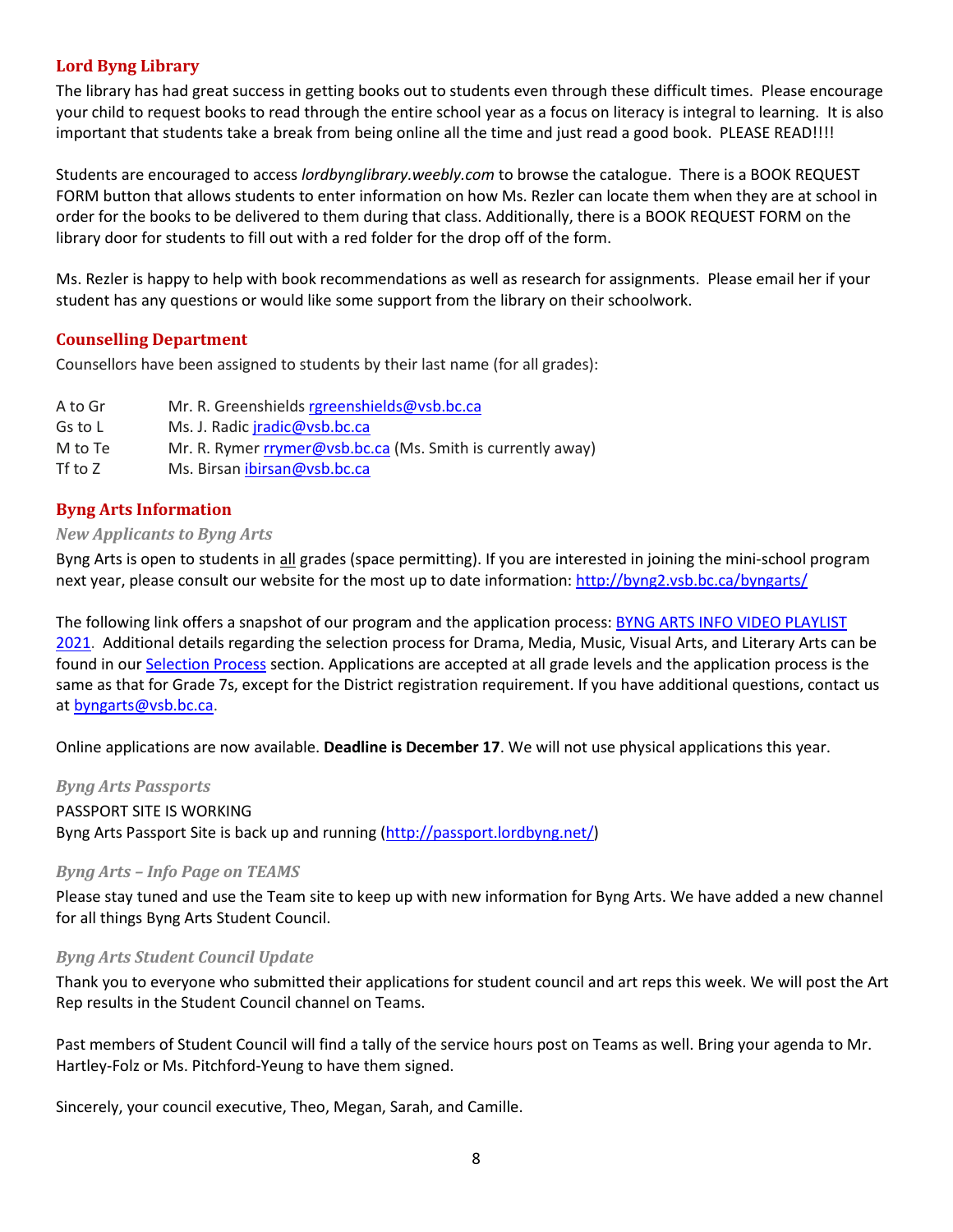## Lord Byng Library

The library has had great success in getting books out to students even through these difficult times. Please encourage your child to request books to read through the entire school year as a focus on literacy is integral to learning. It is also important that students take a break from being online all the time and just read a good book. PLEASE READ!!!!

Students are encouraged to access *lordbynglibrary.weebly.com* to browse the catalogue. There is a BOOK REQUEST FORM button that allows students to enter information on how Ms. Rezler can locate them when they are at school in order for the books to be delivered to them during that class. Additionally, there is a BOOK REQUEST FORM on the library door for students to fill out with a red folder for the drop off of the form.

Ms. Rezler is happy to help with book recommendations as well as research for assignments. Please email her if your student has any questions or would like some support from the library on their schoolwork.

## Counselling Department

Counsellors have been assigned to students by their last name (for all grades):

| | |
|---|---|
| A to Gr | Mr. R. Greenshields [rgreenshields@vsb.bc.ca](mailto:rgreenshields@vsb.bc.ca) |
| Gs to L | Ms. J. Radic [jradic@vsb.bc.ca](mailto:jradic@vsb.bc.ca) |
| M to Te | Mr. R. Rymer [rrymer@vsb.bc.ca](mailto:rrymer@vsb.bc.ca) (Ms. Smith is currently away) |
| Tf to Z | Ms. Birsan [ibirsan@vsb.bc.ca](mailto:ibirsan@vsb.bc.ca) |

## Byng Arts Information

### *New Applicants to Byng Arts*

Byng Arts is open to students in all grades (space permitting). If you are interested in joining the mini-school program next year, please consult our website for the most up to date information: [http://byng2.vsb.bc.ca/byngarts/](http://byng2.vsb.bc.ca/byngarts/)

The following link offers a snapshot of our program and the application process: BYNG ARTS INFO VIDEO PLAYLIST 2021. Additional details regarding the selection process for Drama, Media, Music, Visual Arts, and Literary Arts can be found in our Selection Process section. Applications are accepted at all grade levels and the application process is the same as that for Grade 7s, except for the District registration requirement. If you have additional questions, contact us at [byngarts@vsb.bc.ca](mailto:byngarts@vsb.bc.ca).

Online applications are now available. **Deadline is December 17**. We will not use physical applications this year.

### *Byng Arts Passports*

PASSPORT SITE IS WORKING
Byng Arts Passport Site is back up and running ([http://passport.lordbyng.net/](http://passport.lordbyng.net/))

### *Byng Arts – Info Page on TEAMS*

Please stay tuned and use the Team site to keep up with new information for Byng Arts. We have added a new channel for all things Byng Arts Student Council.

### *Byng Arts Student Council Update*

Thank you to everyone who submitted their applications for student council and art reps this week. We will post the Art Rep results in the Student Council channel on Teams.

Past members of Student Council will find a tally of the service hours post on Teams as well. Bring your agenda to Mr. Hartley-Folz or Ms. Pitchford-Yeung to have them signed.

Sincerely, your council executive, Theo, Megan, Sarah, and Camille.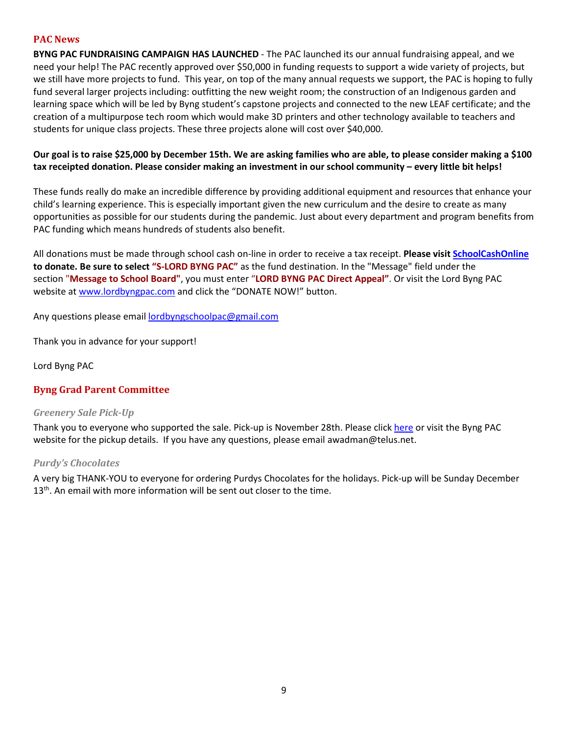## PAC News

**BYNG PAC FUNDRAISING CAMPAIGN HAS LAUNCHED** - The PAC launched its our annual fundraising appeal, and we need your help! The PAC recently approved over $50,000 in funding requests to support a wide variety of projects, but we still have more projects to fund. This year, on top of the many annual requests we support, the PAC is hoping to fully fund several larger projects including: outfitting the new weight room; the construction of an Indigenous garden and learning space which will be led by Byng student's capstone projects and connected to the new LEAF certificate; and the creation of a multipurpose tech room which would make 3D printers and other technology available to teachers and students for unique class projects. These three projects alone will cost over $40,000.

**Our goal is to raise $25,000 by December 15th. We are asking families who are able, to please consider making a $100 tax receipted donation. Please consider making an investment in our school community – every little bit helps!**

These funds really do make an incredible difference by providing additional equipment and resources that enhance your child's learning experience. This is especially important given the new curriculum and the desire to create as many opportunities as possible for our students during the pandemic. Just about every department and program benefits from PAC funding which means hundreds of students also benefit.

All donations must be made through school cash on-line in order to receive a tax receipt. **Please visit [SchoolCashOnline](SchoolCashOnline) to donate. Be sure to select "S-LORD BYNG PAC"** as the fund destination. In the "Message" field under the section **"Message to School Board"**, you must enter **"LORD BYNG PAC Direct Appeal"**. Or visit the Lord Byng PAC website at [www.lordbyngpac.com](www.lordbyngpac.com) and click the "DONATE NOW!" button.

Any questions please email [lordbyngschoolpac@gmail.com](mailto:lordbyngschoolpac@gmail.com)

Thank you in advance for your support!

Lord Byng PAC

## Byng Grad Parent Committee

### *Greenery Sale Pick-Up*

Thank you to everyone who supported the sale. Pick-up is November 28th. Please click [here](here) or visit the Byng PAC website for the pickup details. If you have any questions, please email awadman@telus.net.

### *Purdy's Chocolates*

A very big THANK-YOU to everyone for ordering Purdys Chocolates for the holidays. Pick-up will be Sunday December 13th. An email with more information will be sent out closer to the time.